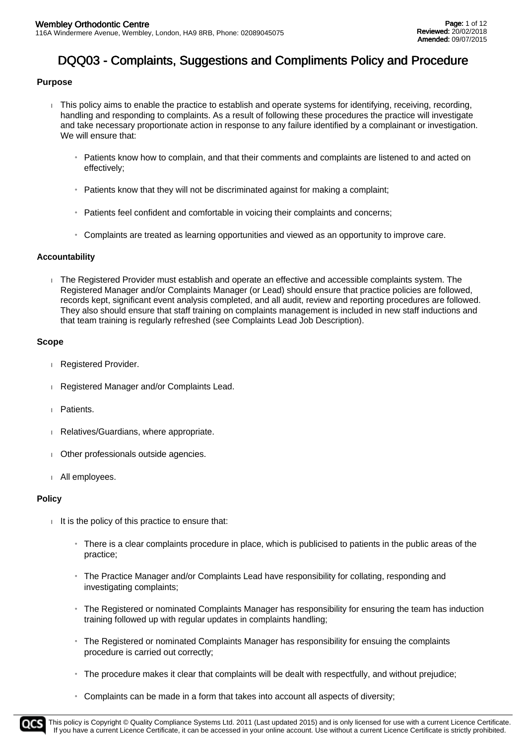# DQQ03 - Complaints, Suggestions and Compliments Policy and Procedure

### Purpose

- This policy aims to enable the practice to establish and operate systems for identifying, receiving, recording, handling and responding to complaints. As a result of following these procedures the practice will investigate and take necessary proportionate action in response to any failure identified by a complainant or investigation. We will ensure that:
  - Patients know how to complain, and that their comments and complaints are listened to and acted on effectively;
  - Patients know that they will not be discriminated against for making a complaint;
  - Patients feel confident and comfortable in voicing their complaints and concerns;
  - Complaints are treated as learning opportunities and viewed as an opportunity to improve care.

### Accountability

- The Registered Provider must establish and operate an effective and accessible complaints system. The Registered Manager and/or Complaints Manager (or Lead) should ensure that practice policies are followed, records kept, significant event analysis completed, and all audit, review and reporting procedures are followed. They also should ensure that staff training on complaints management is included in new staff inductions and that team training is regularly refreshed (see Complaints Lead Job Description).

### Scope

- Registered Provider.
- Registered Manager and/or Complaints Lead.
- Patients.
- Relatives/Guardians, where appropriate.
- Other professionals outside agencies.
- All employees.

### Policy

- It is the policy of this practice to ensure that:
  - There is a clear complaints procedure in place, which is publicised to patients in the public areas of the practice;
  - The Practice Manager and/or Complaints Lead have responsibility for collating, responding and investigating complaints;
  - The Registered or nominated Complaints Manager has responsibility for ensuring the team has induction training followed up with regular updates in complaints handling;
  - The Registered or nominated Complaints Manager has responsibility for ensuing the complaints procedure is carried out correctly;
  - The procedure makes it clear that complaints will be dealt with respectfully, and without prejudice;
  - Complaints can be made in a form that takes into account all aspects of diversity;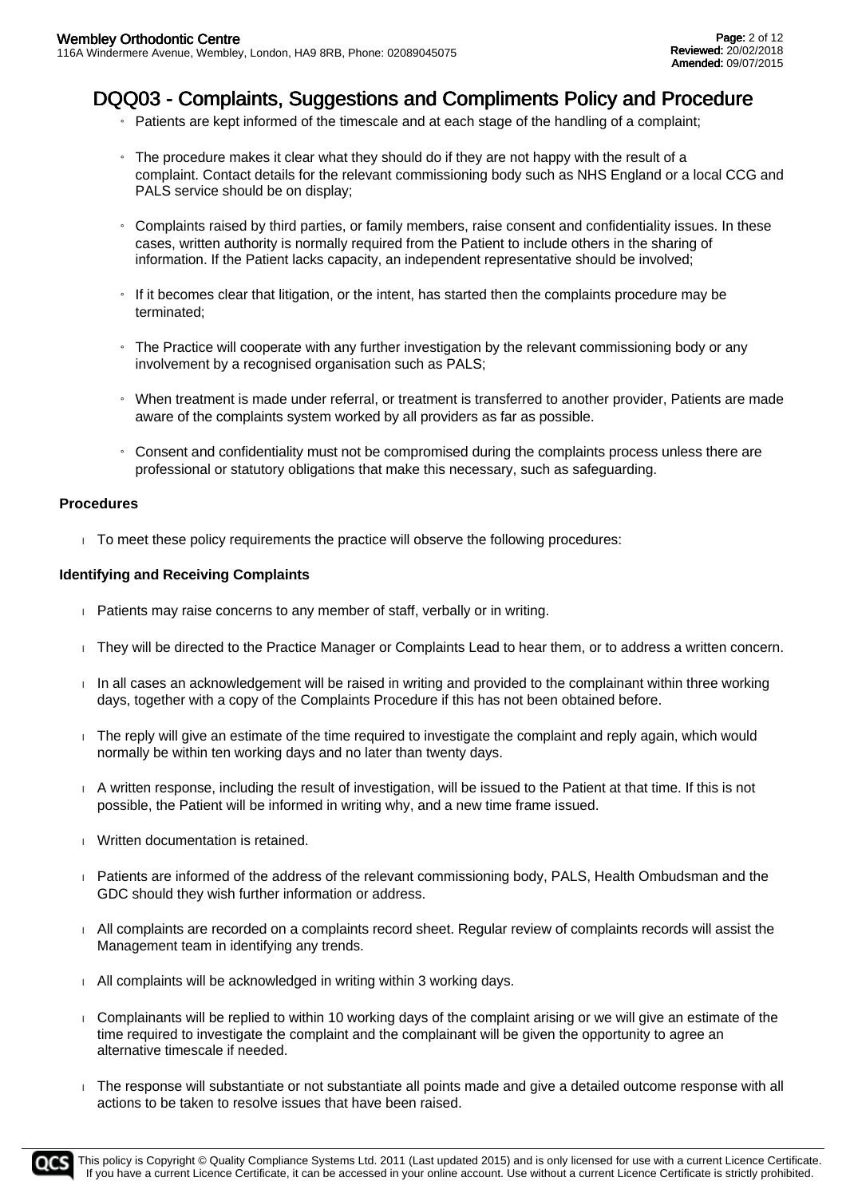# DQQ03 - Complaints, Suggestions and Compliments Policy and Procedure

- Patients are kept informed of the timescale and at each stage of the handling of a complaint;
- The procedure makes it clear what they should do if they are not happy with the result of a complaint. Contact details for the relevant commissioning body such as NHS England or a local CCG and PALS service should be on display;
- Complaints raised by third parties, or family members, raise consent and confidentiality issues. In these cases, written authority is normally required from the Patient to include others in the sharing of information. If the Patient lacks capacity, an independent representative should be involved;
- If it becomes clear that litigation, or the intent, has started then the complaints procedure may be terminated;
- The Practice will cooperate with any further investigation by the relevant commissioning body or any involvement by a recognised organisation such as PALS;
- When treatment is made under referral, or treatment is transferred to another provider, Patients are made aware of the complaints system worked by all providers as far as possible.
- Consent and confidentiality must not be compromised during the complaints process unless there are professional or statutory obligations that make this necessary, such as safeguarding.

**Procedures**

- To meet these policy requirements the practice will observe the following procedures:

**Identifying and Receiving Complaints**

- Patients may raise concerns to any member of staff, verbally or in writing.
- They will be directed to the Practice Manager or Complaints Lead to hear them, or to address a written concern.
- In all cases an acknowledgement will be raised in writing and provided to the complainant within three working days, together with a copy of the Complaints Procedure if this has not been obtained before.
- The reply will give an estimate of the time required to investigate the complaint and reply again, which would normally be within ten working days and no later than twenty days.
- A written response, including the result of investigation, will be issued to the Patient at that time. If this is not possible, the Patient will be informed in writing why, and a new time frame issued.
- Written documentation is retained.
- Patients are informed of the address of the relevant commissioning body, PALS, Health Ombudsman and the GDC should they wish further information or address.
- All complaints are recorded on a complaints record sheet. Regular review of complaints records will assist the Management team in identifying any trends.
- All complaints will be acknowledged in writing within 3 working days.
- Complainants will be replied to within 10 working days of the complaint arising or we will give an estimate of the time required to investigate the complaint and the complainant will be given the opportunity to agree an alternative timescale if needed.
- The response will substantiate or not substantiate all points made and give a detailed outcome response with all actions to be taken to resolve issues that have been raised.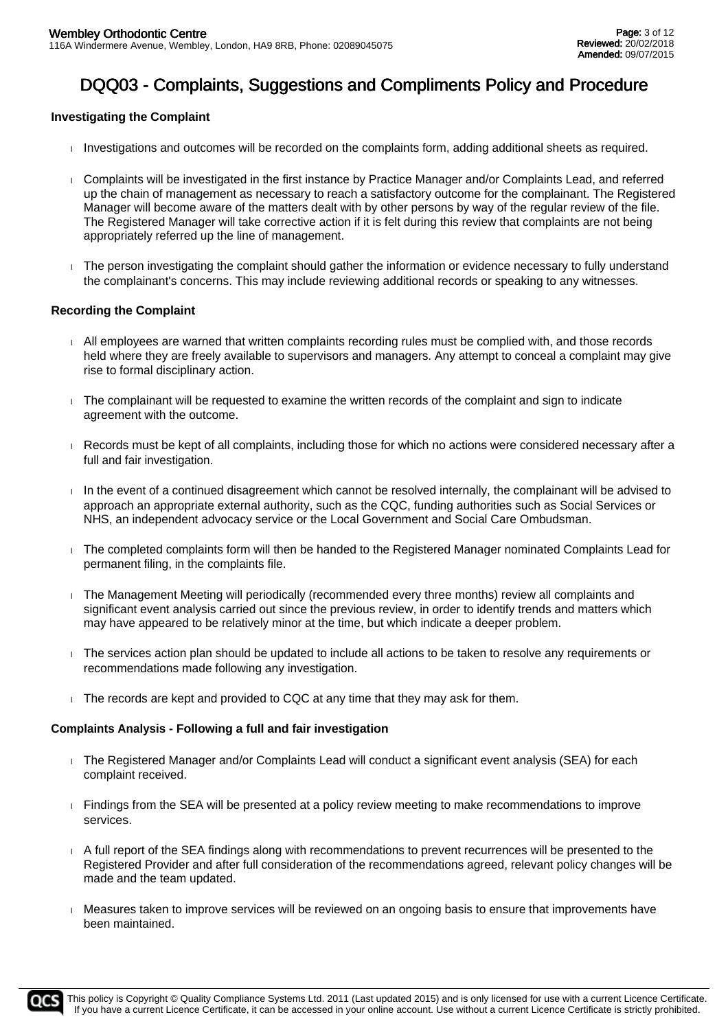# DQQ03 - Complaints, Suggestions and Compliments Policy and Procedure

### Investigating the Complaint

- Investigations and outcomes will be recorded on the complaints form, adding additional sheets as required.
- Complaints will be investigated in the first instance by Practice Manager and/or Complaints Lead, and referred up the chain of management as necessary to reach a satisfactory outcome for the complainant. The Registered Manager will become aware of the matters dealt with by other persons by way of the regular review of the file. The Registered Manager will take corrective action if it is felt during this review that complaints are not being appropriately referred up the line of management.
- The person investigating the complaint should gather the information or evidence necessary to fully understand the complainant's concerns. This may include reviewing additional records or speaking to any witnesses.

### Recording the Complaint

- All employees are warned that written complaints recording rules must be complied with, and those records held where they are freely available to supervisors and managers. Any attempt to conceal a complaint may give rise to formal disciplinary action.
- The complainant will be requested to examine the written records of the complaint and sign to indicate agreement with the outcome.
- Records must be kept of all complaints, including those for which no actions were considered necessary after a full and fair investigation.
- In the event of a continued disagreement which cannot be resolved internally, the complainant will be advised to approach an appropriate external authority, such as the CQC, funding authorities such as Social Services or NHS, an independent advocacy service or the Local Government and Social Care Ombudsman.
- The completed complaints form will then be handed to the Registered Manager nominated Complaints Lead for permanent filing, in the complaints file.
- The Management Meeting will periodically (recommended every three months) review all complaints and significant event analysis carried out since the previous review, in order to identify trends and matters which may have appeared to be relatively minor at the time, but which indicate a deeper problem.
- The services action plan should be updated to include all actions to be taken to resolve any requirements or recommendations made following any investigation.
- The records are kept and provided to CQC at any time that they may ask for them.

### Complaints Analysis - Following a full and fair investigation

- The Registered Manager and/or Complaints Lead will conduct a significant event analysis (SEA) for each complaint received.
- Findings from the SEA will be presented at a policy review meeting to make recommendations to improve services.
- A full report of the SEA findings along with recommendations to prevent recurrences will be presented to the Registered Provider and after full consideration of the recommendations agreed, relevant policy changes will be made and the team updated.
- Measures taken to improve services will be reviewed on an ongoing basis to ensure that improvements have been maintained.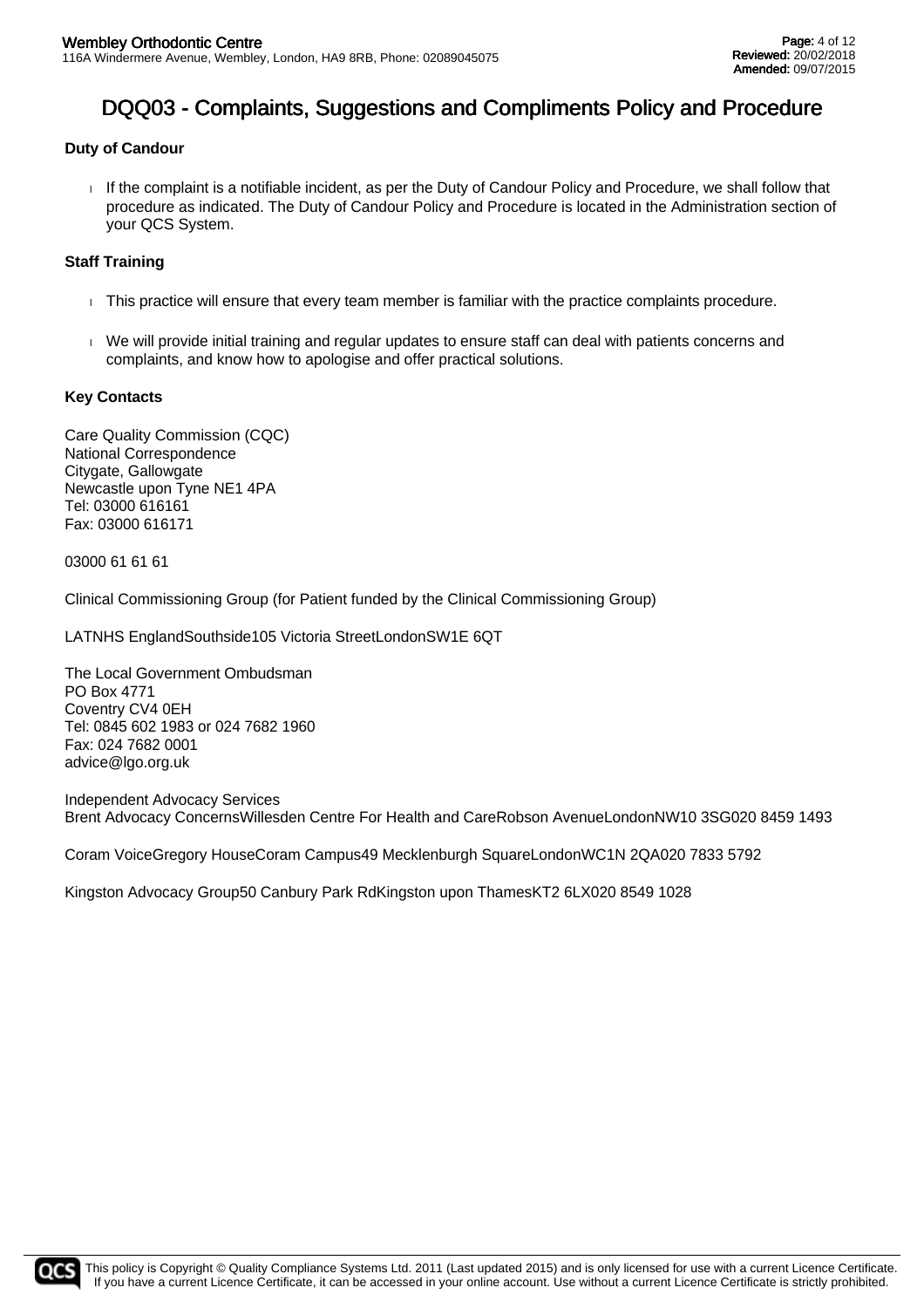# DQQ03 - Complaints, Suggestions and Compliments Policy and Procedure

**Duty of Candour**

- If the complaint is a notifiable incident, as per the Duty of Candour Policy and Procedure, we shall follow that procedure as indicated. The Duty of Candour Policy and Procedure is located in the Administration section of your QCS System.

**Staff Training**

- This practice will ensure that every team member is familiar with the practice complaints procedure.
- We will provide initial training and regular updates to ensure staff can deal with patients concerns and complaints, and know how to apologise and offer practical solutions.

**Key Contacts**

Care Quality Commission (CQC)
National Correspondence
Citygate, Gallowgate
Newcastle upon Tyne NE1 4PA
Tel: 03000 616161
Fax: 03000 616171

03000 61 61 61

Clinical Commissioning Group (for Patient funded by the Clinical Commissioning Group)

LATNHS EnglandSouthside105 Victoria StreetLondonSW1E 6QT

The Local Government Ombudsman
PO Box 4771
Coventry CV4 0EH
Tel: 0845 602 1983 or 024 7682 1960
Fax: 024 7682 0001
advice@lgo.org.uk

Independent Advocacy Services
Brent Advocacy ConcernsWillesden Centre For Health and CareRobson AvenueLondonNW10 3SG020 8459 1493

Coram VoiceGregory HouseCoram Campus49 Mecklenburgh SquareLondonWC1N 2QA020 7833 5792

Kingston Advocacy Group50 Canbury Park RdKingston upon ThamesKT2 6LX020 8549 1028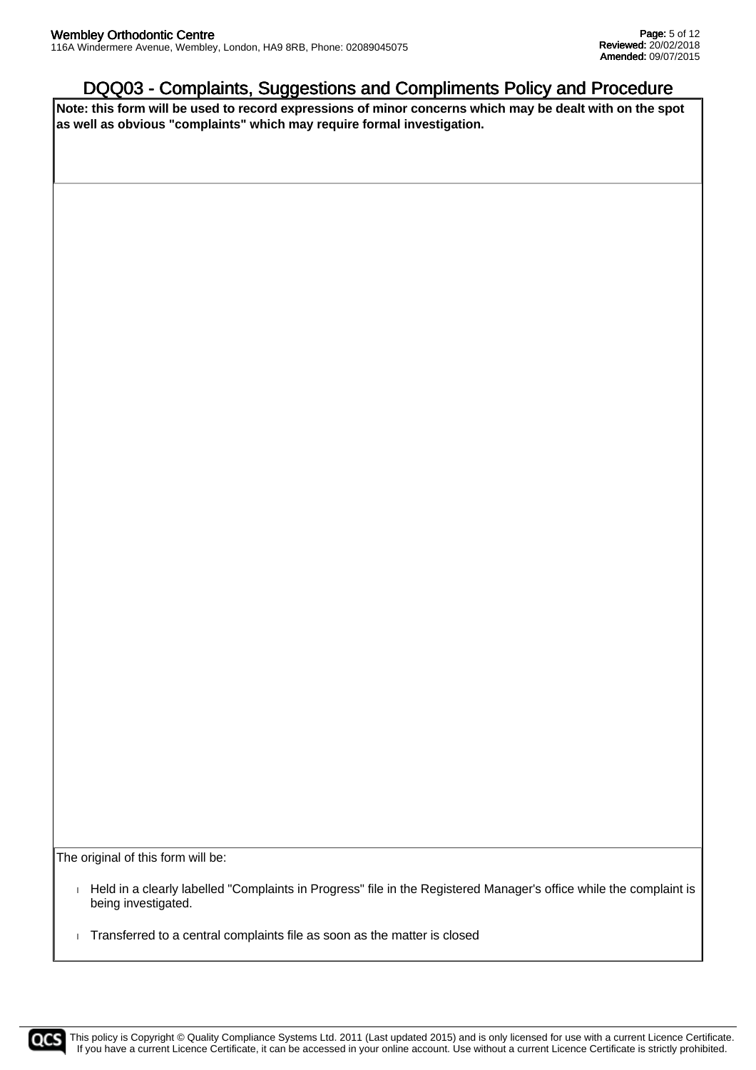# DQQ03 - Complaints, Suggestions and Compliments Policy and Procedure

**Note: this form will be used to record expressions of minor concerns which may be dealt with on the spot as well as obvious "complaints" which may require formal investigation.**

The original of this form will be:

- Held in a clearly labelled "Complaints in Progress" file in the Registered Manager's office while the complaint is being investigated.
- Transferred to a central complaints file as soon as the matter is closed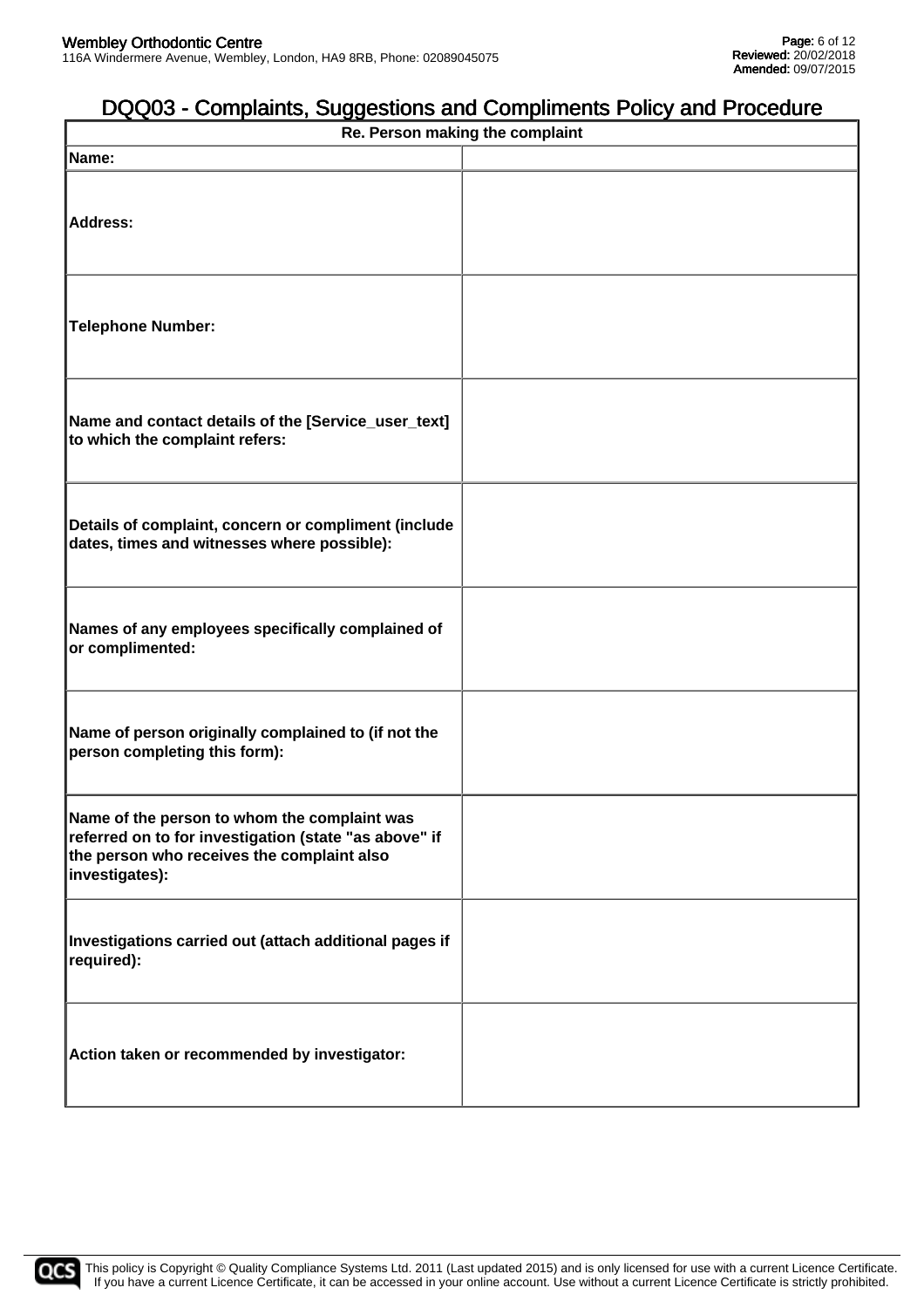# DQQ03 - Complaints, Suggestions and Compliments Policy and Procedure

| Re. Person making the complaint | |
|---|---|
| **Name:** | |
| **Address:** | |
| **Telephone Number:** | |
| **Name and contact details of the [Service_user_text] to which the complaint refers:** | |
| **Details of complaint, concern or compliment (include dates, times and witnesses where possible):** | |
| **Names of any employees specifically complained of or complimented:** | |
| **Name of person originally complained to (if not the person completing this form):** | |
| **Name of the person to whom the complaint was referred on to for investigation (state "as above" if the person who receives the complaint also investigates):** | |
| **Investigations carried out (attach additional pages if required):** | |
| **Action taken or recommended by investigator:** | |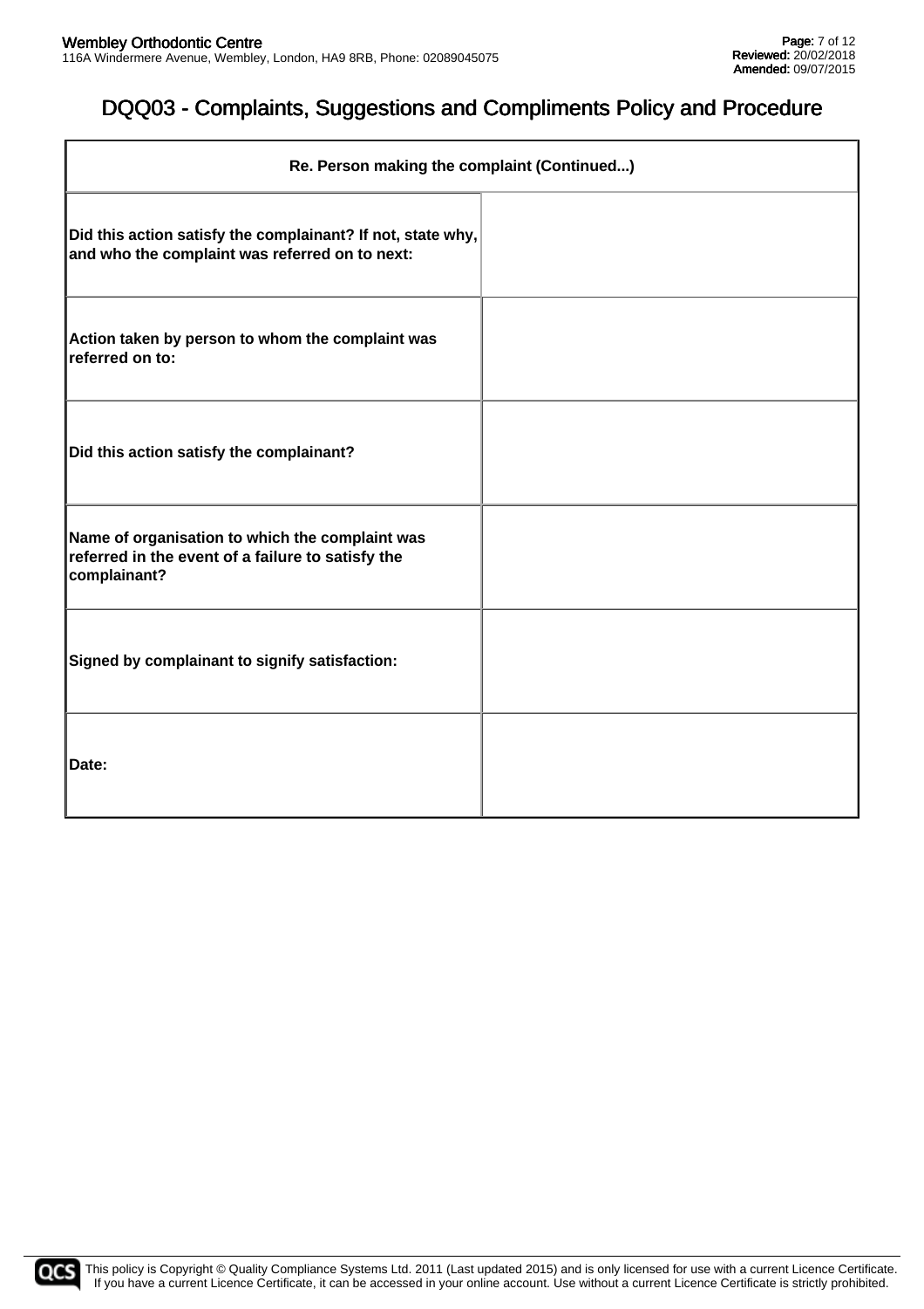# DQQ03 - Complaints, Suggestions and Compliments Policy and Procedure

| Re. Person making the complaint (Continued...) | |
|---|---|
| **Did this action satisfy the complainant? If not, state why, and who the complaint was referred on to next:** | |
| **Action taken by person to whom the complaint was referred on to:** | |
| **Did this action satisfy the complainant?** | |
| **Name of organisation to which the complaint was referred in the event of a failure to satisfy the complainant?** | |
| **Signed by complainant to signify satisfaction:** | |
| **Date:** | |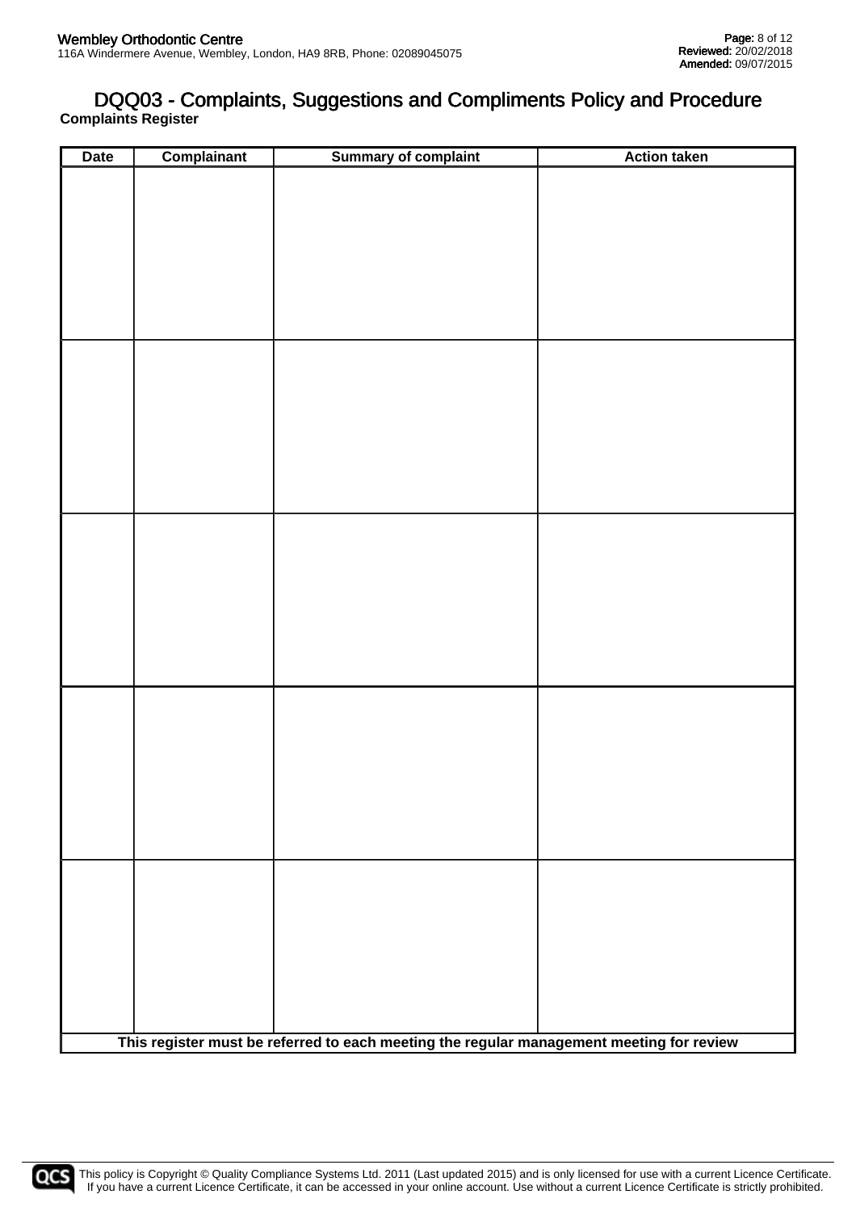# DQQ03 - Complaints, Suggestions and Compliments Policy and Procedure

**Complaints Register**

| Date | Complainant | Summary of complaint | Action taken |
|---|---|---|---|
| | | | |
| | | | |
| | | | |
| | | | |
| | | | |
| **This register must be referred to each meeting the regular management meeting for review** | | | |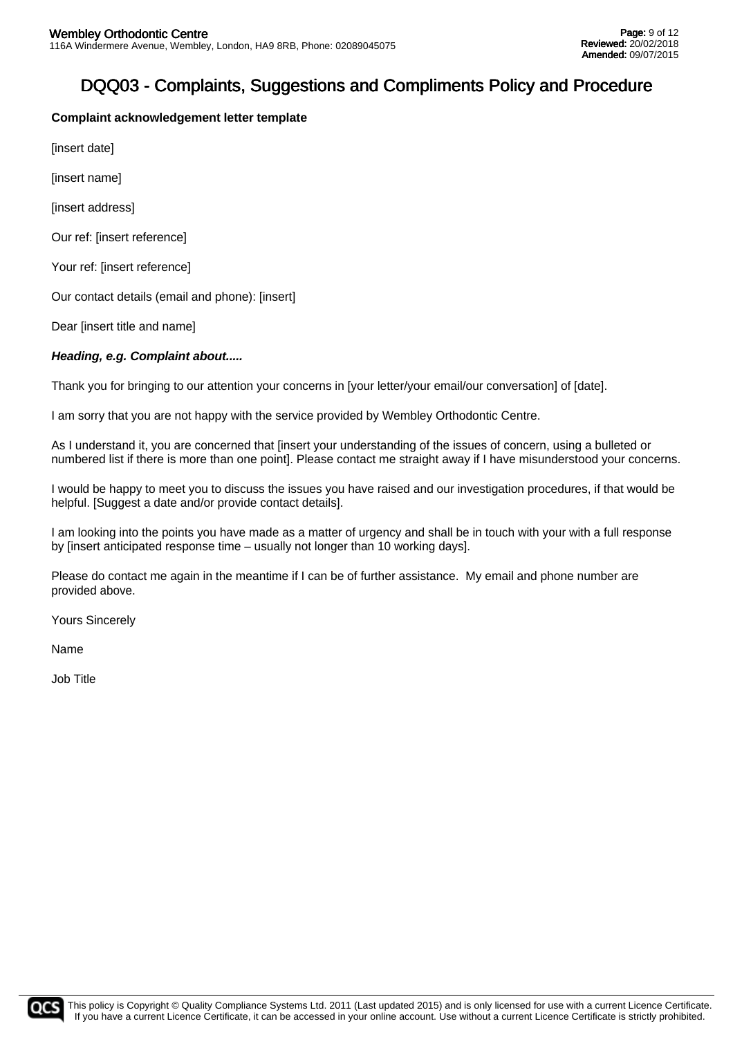# DQQ03 - Complaints, Suggestions and Compliments Policy and Procedure

**Complaint acknowledgement letter template**

[insert date]

[insert name]

[insert address]

Our ref: [insert reference]

Your ref: [insert reference]

Our contact details (email and phone): [insert]

Dear [insert title and name]

***Heading, e.g. Complaint about.....***

Thank you for bringing to our attention your concerns in [your letter/your email/our conversation] of [date].

I am sorry that you are not happy with the service provided by Wembley Orthodontic Centre.

As I understand it, you are concerned that [insert your understanding of the issues of concern, using a bulleted or numbered list if there is more than one point]. Please contact me straight away if I have misunderstood your concerns.

I would be happy to meet you to discuss the issues you have raised and our investigation procedures, if that would be helpful. [Suggest a date and/or provide contact details].

I am looking into the points you have made as a matter of urgency and shall be in touch with your with a full response by [insert anticipated response time – usually not longer than 10 working days].

Please do contact me again in the meantime if I can be of further assistance. My email and phone number are provided above.

Yours Sincerely

Name

Job Title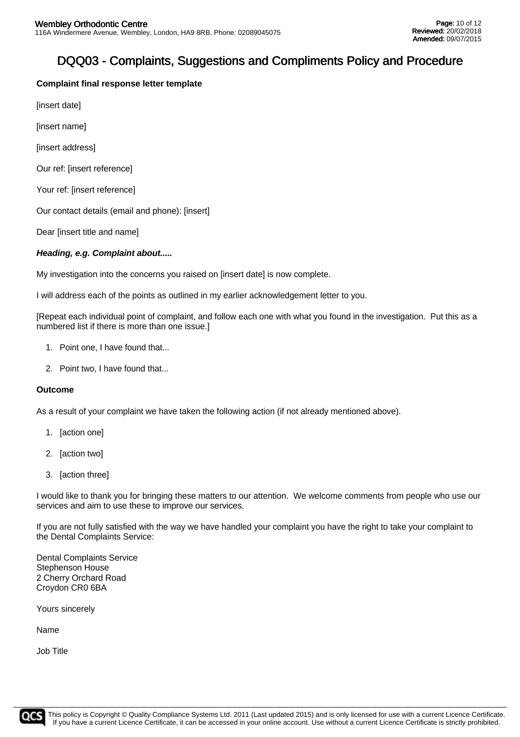# DQQ03 - Complaints, Suggestions and Compliments Policy and Procedure

**Complaint final response letter template**

[insert date]

[insert name]

[insert address]

Our ref: [insert reference]

Your ref: [insert reference]

Our contact details (email and phone): [insert]

Dear [insert title and name]

***Heading, e.g. Complaint about.....***

My investigation into the concerns you raised on [insert date] is now complete.

I will address each of the points as outlined in my earlier acknowledgement letter to you.

[Repeat each individual point of complaint, and follow each one with what you found in the investigation. Put this as a numbered list if there is more than one issue.]

1. Point one, I have found that...
2. Point two, I have found that...

**Outcome**

As a result of your complaint we have taken the following action (if not already mentioned above).

1. [action one]
2. [action two]
3. [action three]

I would like to thank you for bringing these matters to our attention. We welcome comments from people who use our services and aim to use these to improve our services.

If you are not fully satisfied with the way we have handled your complaint you have the right to take your complaint to the Dental Complaints Service:

Dental Complaints Service
Stephenson House
2 Cherry Orchard Road
Croydon CR0 6BA

Yours sincerely

Name

Job Title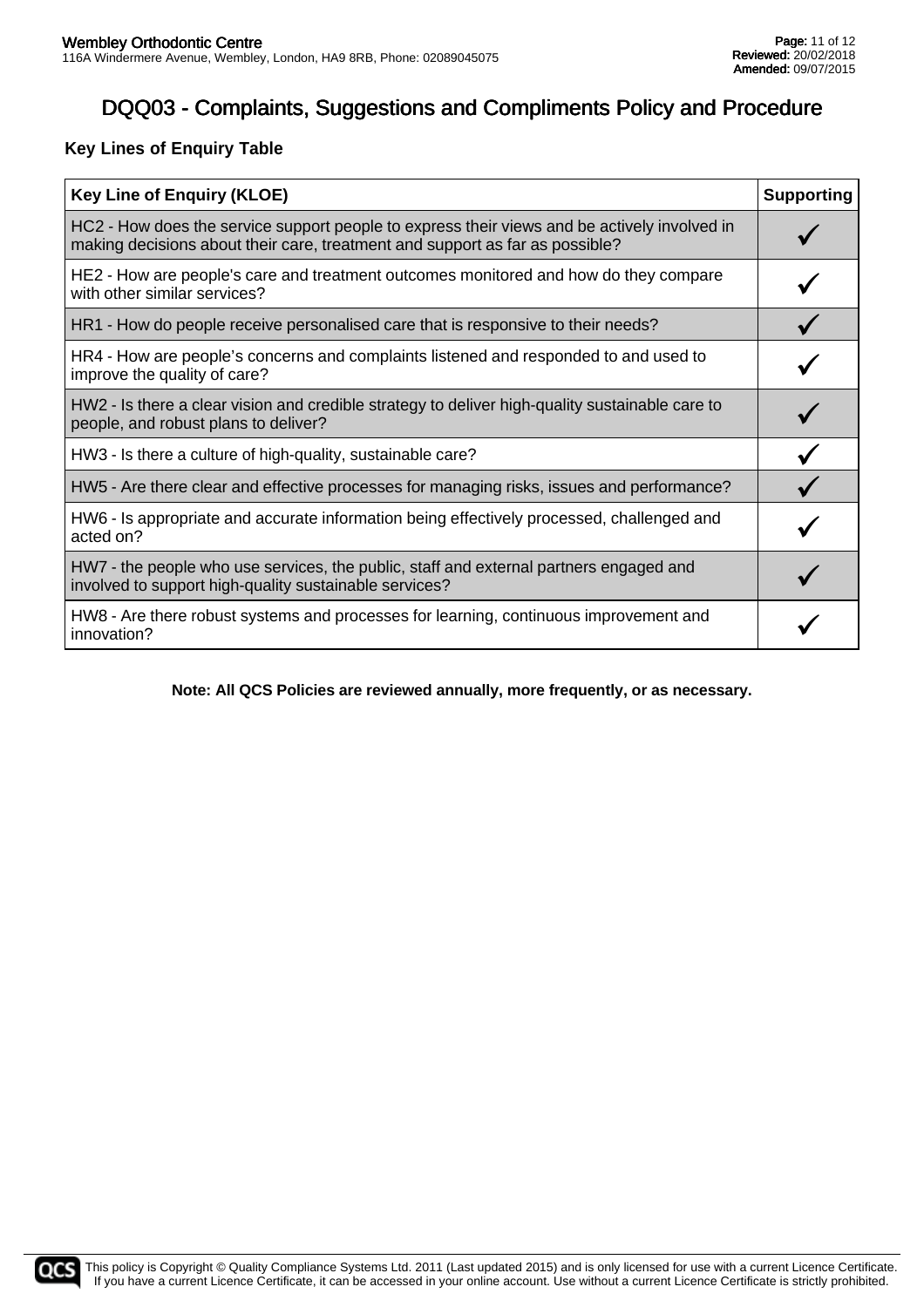# DQQ03 - Complaints, Suggestions and Compliments Policy and Procedure

### Key Lines of Enquiry Table

| Key Line of Enquiry (KLOE) | Supporting |
|---|---|
| HC2 - How does the service support people to express their views and be actively involved in making decisions about their care, treatment and support as far as possible? | ✓ |
| HE2 - How are people's care and treatment outcomes monitored and how do they compare with other similar services? | ✓ |
| HR1 - How do people receive personalised care that is responsive to their needs? | ✓ |
| HR4 - How are people’s concerns and complaints listened and responded to and used to improve the quality of care? | ✓ |
| HW2 - Is there a clear vision and credible strategy to deliver high-quality sustainable care to people, and robust plans to deliver? | ✓ |
| HW3 - Is there a culture of high-quality, sustainable care? | ✓ |
| HW5 - Are there clear and effective processes for managing risks, issues and performance? | ✓ |
| HW6 - Is appropriate and accurate information being effectively processed, challenged and acted on? | ✓ |
| HW7 - the people who use services, the public, staff and external partners engaged and involved to support high-quality sustainable services? | ✓ |
| HW8 - Are there robust systems and processes for learning, continuous improvement and innovation? | ✓ |

**Note: All QCS Policies are reviewed annually, more frequently, or as necessary.**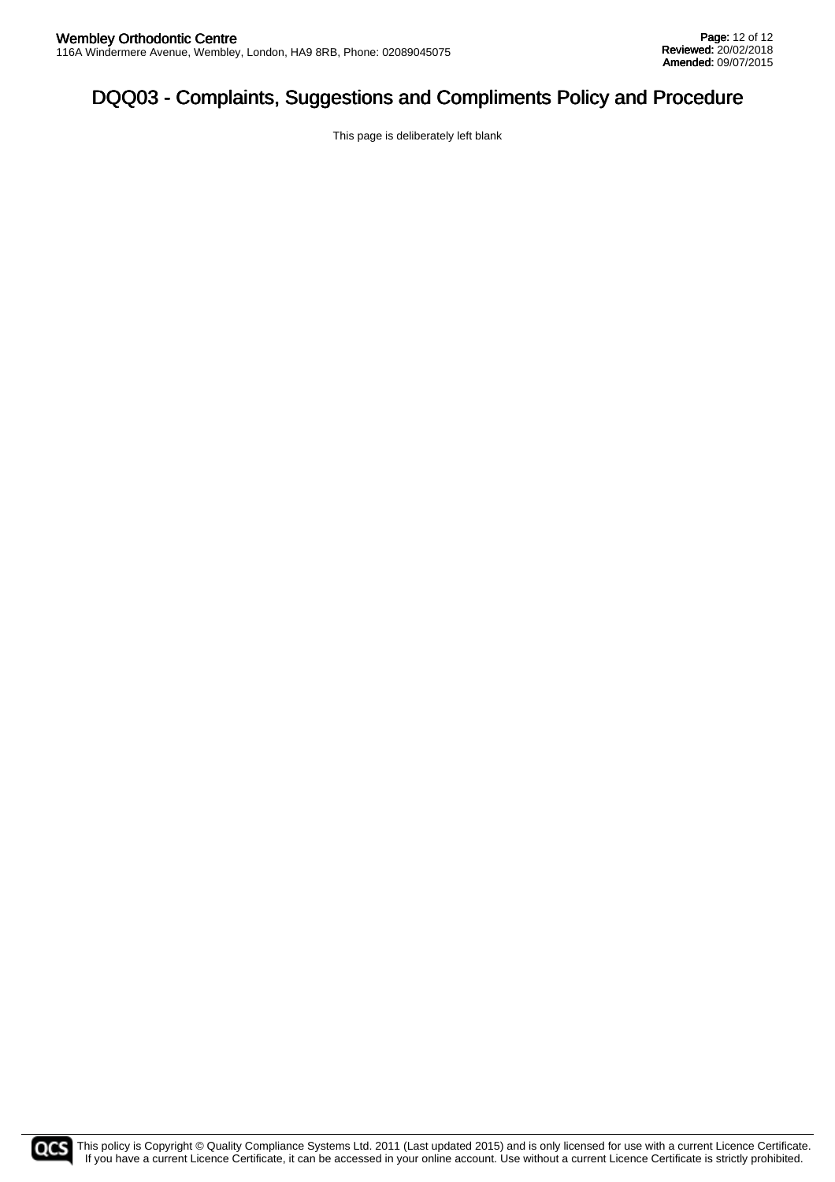# DQQ03 - Complaints, Suggestions and Compliments Policy and Procedure

This page is deliberately left blank